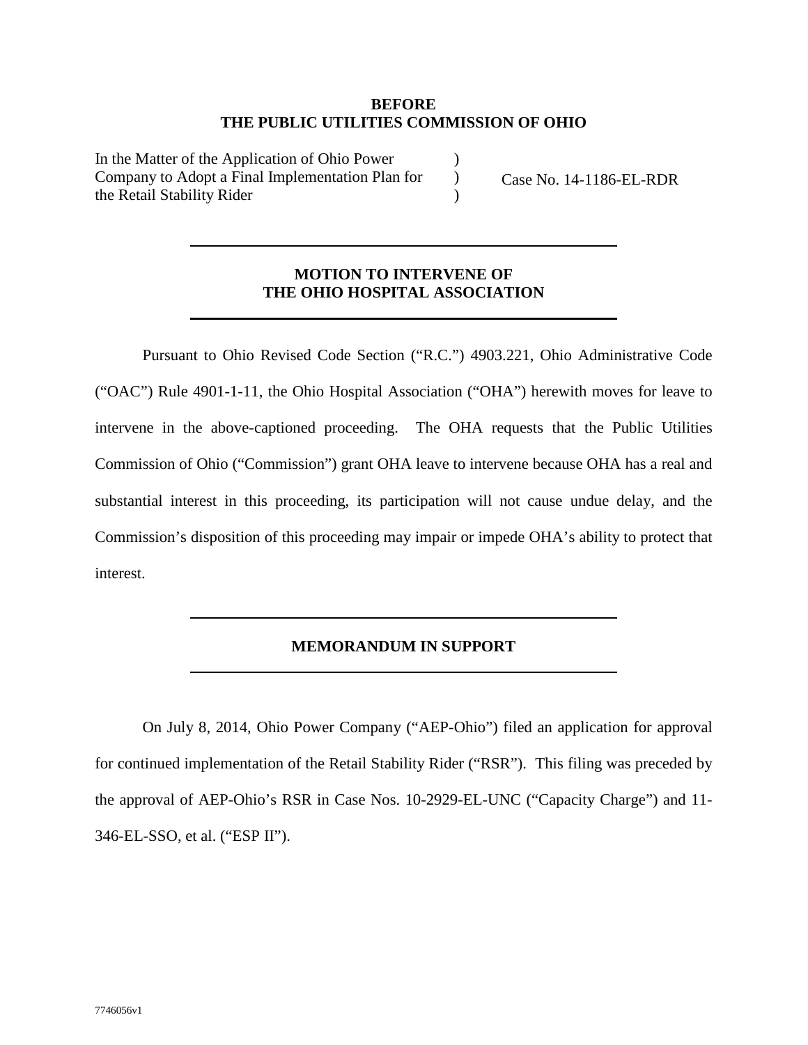**BEFORE**
**THE PUBLIC UTILITIES COMMISSION OF OHIO**

| | | |
|---|---|---|
| In the Matter of the Application of Ohio Power Company to Adopt a Final Implementation Plan for the Retail Stability Rider | ) ) ) | Case No. 14-1186-EL-RDR |

---

## MOTION TO INTERVENE OF THE OHIO HOSPITAL ASSOCIATION

---

Pursuant to Ohio Revised Code Section ("R.C.") 4903.221, Ohio Administrative Code ("OAC") Rule 4901-1-11, the Ohio Hospital Association ("OHA") herewith moves for leave to intervene in the above-captioned proceeding. The OHA requests that the Public Utilities Commission of Ohio ("Commission") grant OHA leave to intervene because OHA has a real and substantial interest in this proceeding, its participation will not cause undue delay, and the Commission's disposition of this proceeding may impair or impede OHA's ability to protect that interest.

---

## MEMORANDUM IN SUPPORT

---

On July 8, 2014, Ohio Power Company ("AEP-Ohio") filed an application for approval for continued implementation of the Retail Stability Rider ("RSR"). This filing was preceded by the approval of AEP-Ohio's RSR in Case Nos. 10-2929-EL-UNC ("Capacity Charge") and 11-346-EL-SSO, et al. ("ESP II").

7746056v1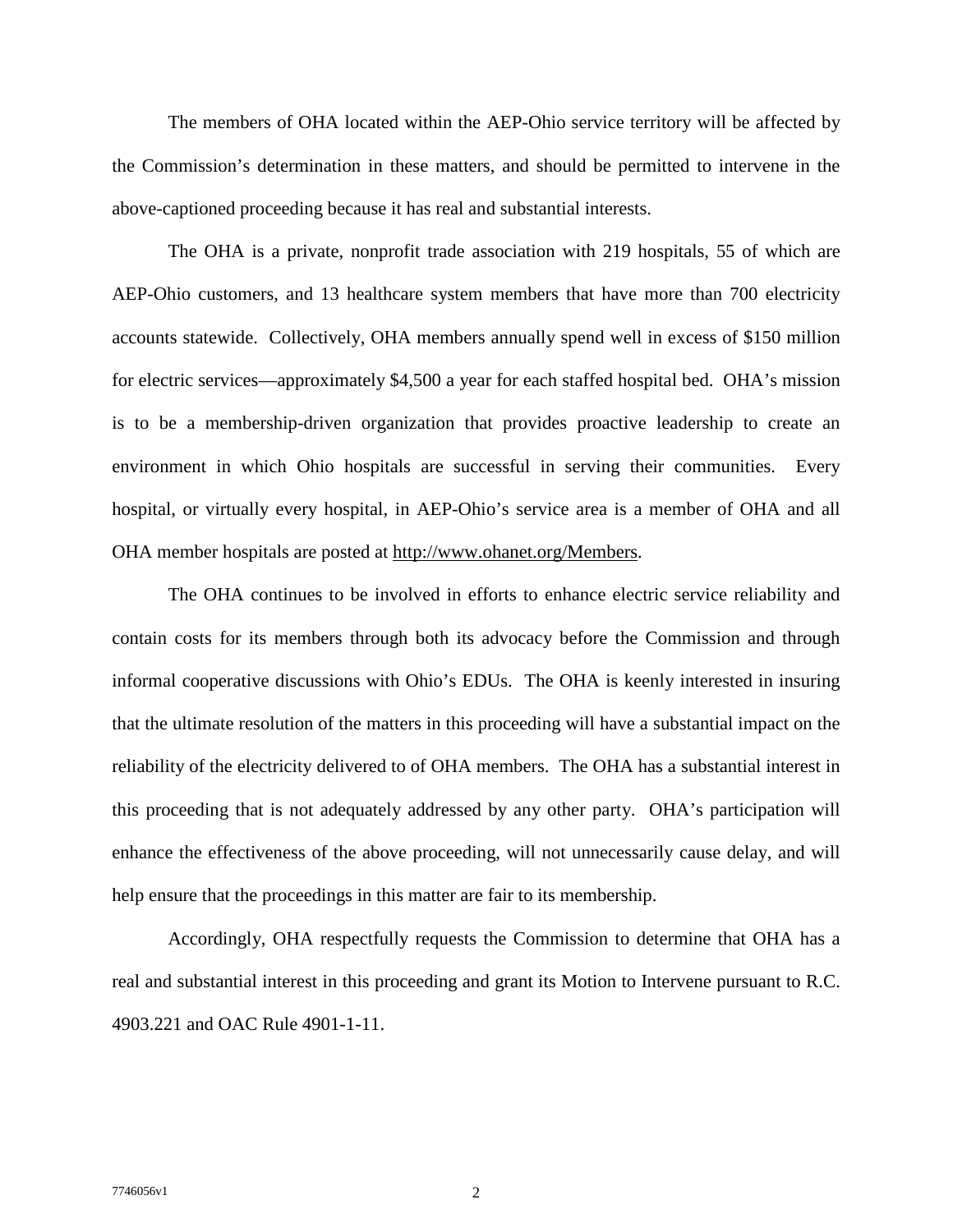The members of OHA located within the AEP-Ohio service territory will be affected by the Commission's determination in these matters, and should be permitted to intervene in the above-captioned proceeding because it has real and substantial interests.

The OHA is a private, nonprofit trade association with 219 hospitals, 55 of which are AEP-Ohio customers, and 13 healthcare system members that have more than 700 electricity accounts statewide. Collectively, OHA members annually spend well in excess of $150 million for electric services—approximately $4,500 a year for each staffed hospital bed. OHA's mission is to be a membership-driven organization that provides proactive leadership to create an environment in which Ohio hospitals are successful in serving their communities. Every hospital, or virtually every hospital, in AEP-Ohio's service area is a member of OHA and all OHA member hospitals are posted at http://www.ohanet.org/Members.

The OHA continues to be involved in efforts to enhance electric service reliability and contain costs for its members through both its advocacy before the Commission and through informal cooperative discussions with Ohio's EDUs. The OHA is keenly interested in insuring that the ultimate resolution of the matters in this proceeding will have a substantial impact on the reliability of the electricity delivered to of OHA members. The OHA has a substantial interest in this proceeding that is not adequately addressed by any other party. OHA's participation will enhance the effectiveness of the above proceeding, will not unnecessarily cause delay, and will help ensure that the proceedings in this matter are fair to its membership.

Accordingly, OHA respectfully requests the Commission to determine that OHA has a real and substantial interest in this proceeding and grant its Motion to Intervene pursuant to R.C. 4903.221 and OAC Rule 4901-1-11.

7746056v1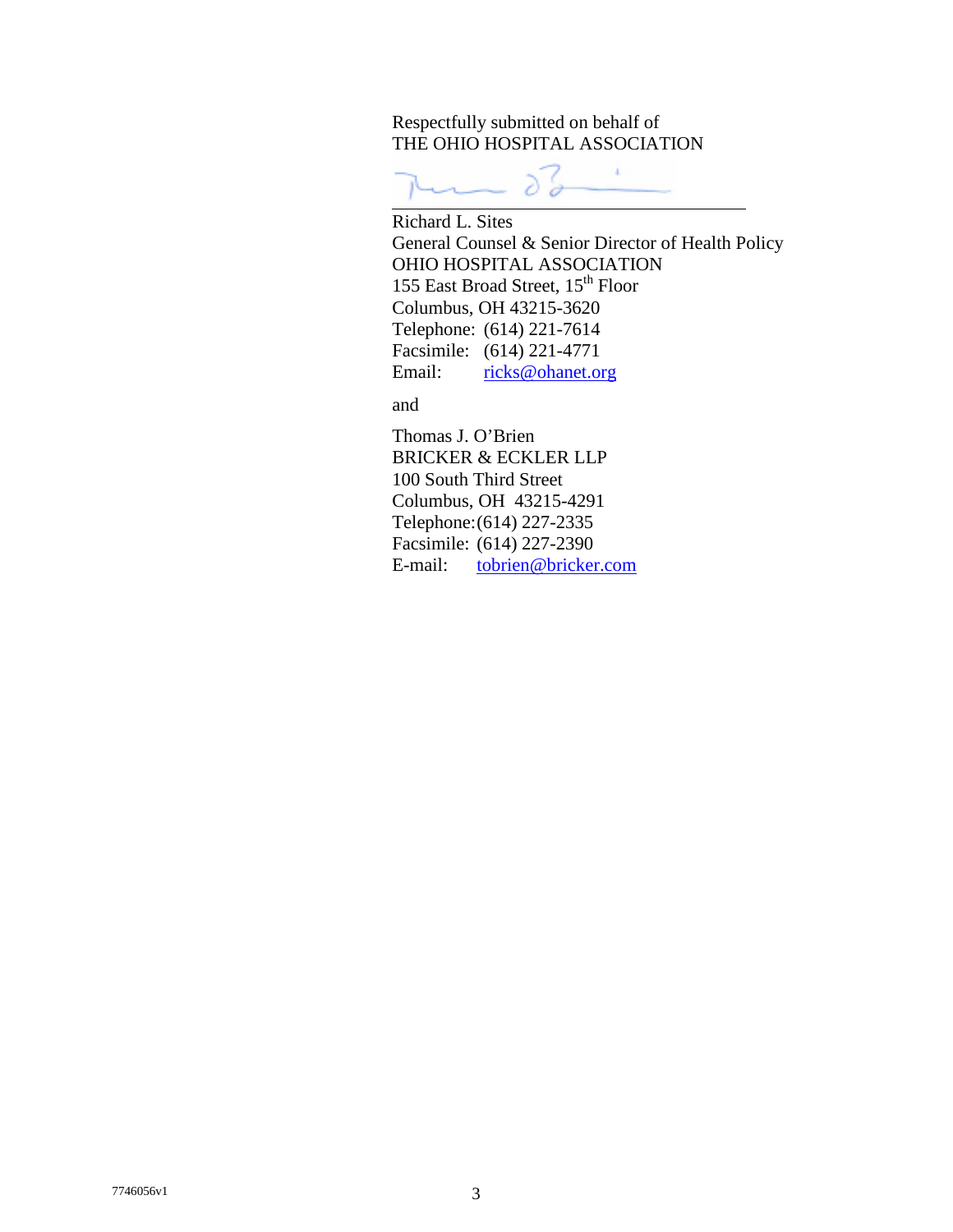Respectfully submitted on behalf of
THE OHIO HOSPITAL ASSOCIATION

\_\_\_\_\_\_\_\_\_\_\_\_\_\_\_\_\_\_\_\_\_\_\_\_\_\_\_\_\_\_\_\_

Richard L. Sites
General Counsel & Senior Director of Health Policy
OHIO HOSPITAL ASSOCIATION
155 East Broad Street, 15th Floor
Columbus, OH 43215-3620
Telephone: (614) 221-7614
Facsimile: (614) 221-4771
Email: ricks@ohanet.org

and

Thomas J. O'Brien
BRICKER & ECKLER LLP
100 South Third Street
Columbus, OH 43215-4291
Telephone: (614) 227-2335
Facsimile: (614) 227-2390
E-mail: tobrien@bricker.com

7746056v1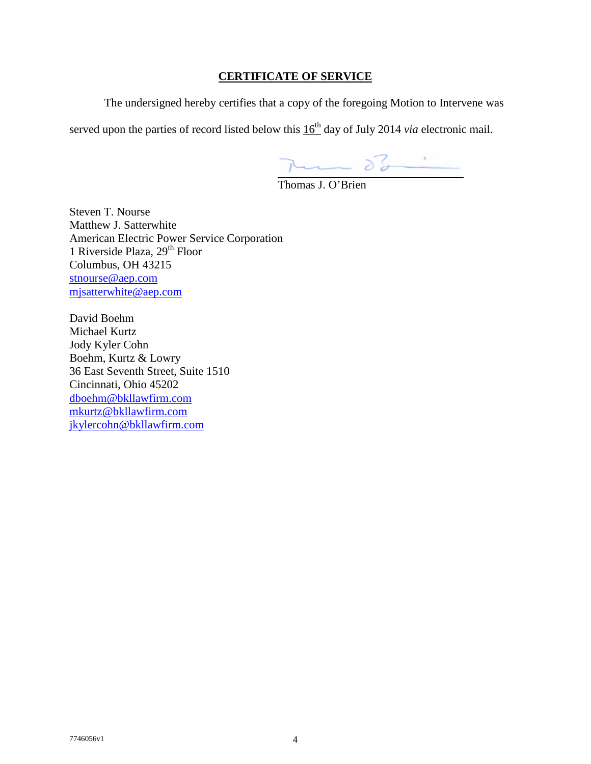## CERTIFICATE OF SERVICE

The undersigned hereby certifies that a copy of the foregoing Motion to Intervene was served upon the parties of record listed below this 16th day of July 2014 *via* electronic mail.

Thomas J. O'Brien

Steven T. Nourse
Matthew J. Satterwhite
American Electric Power Service Corporation
1 Riverside Plaza, 29th Floor
Columbus, OH 43215
stnourse@aep.com
mjsatterwhite@aep.com

David Boehm
Michael Kurtz
Jody Kyler Cohn
Boehm, Kurtz & Lowry
36 East Seventh Street, Suite 1510
Cincinnati, Ohio 45202
dboehm@bkllawfirm.com
mkurtz@bkllawfirm.com
jkylercohn@bkllawfirm.com

7746056v1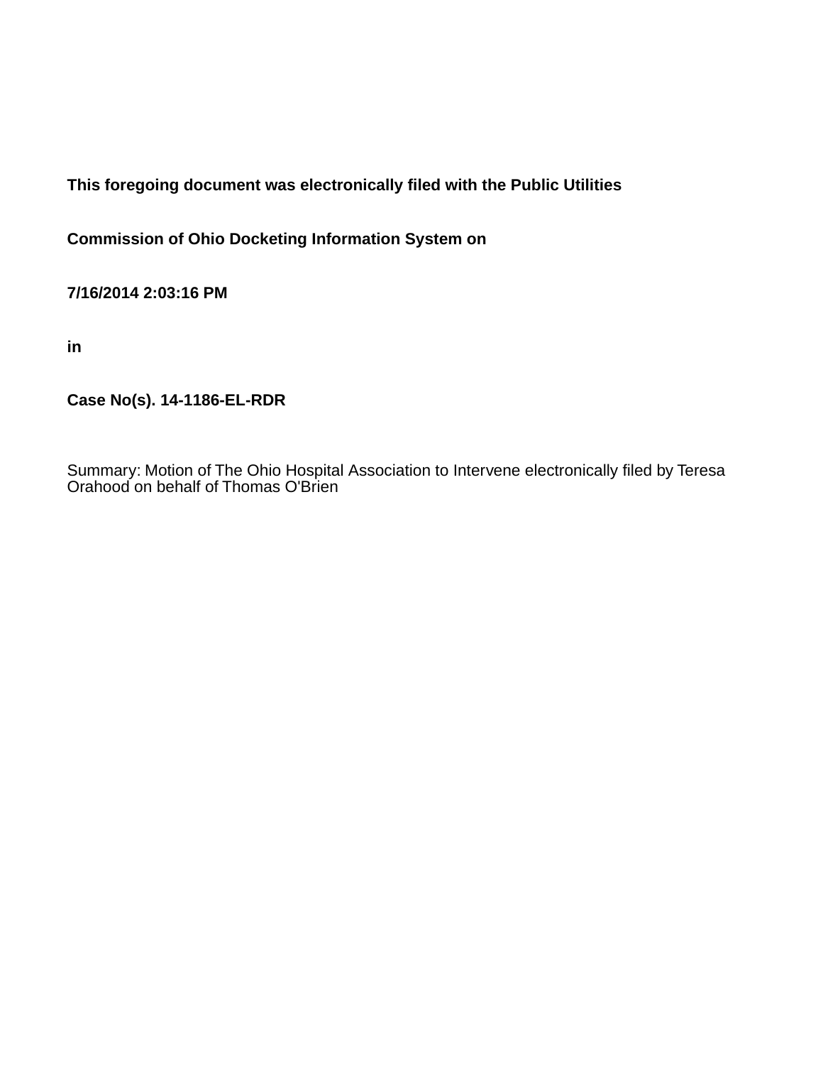**This foregoing document was electronically filed with the Public Utilities**

**Commission of Ohio Docketing Information System on**

**7/16/2014 2:03:16 PM**

**in**

**Case No(s). 14-1186-EL-RDR**

Summary: Motion of The Ohio Hospital Association to Intervene electronically filed by Teresa Orahood on behalf of Thomas O'Brien